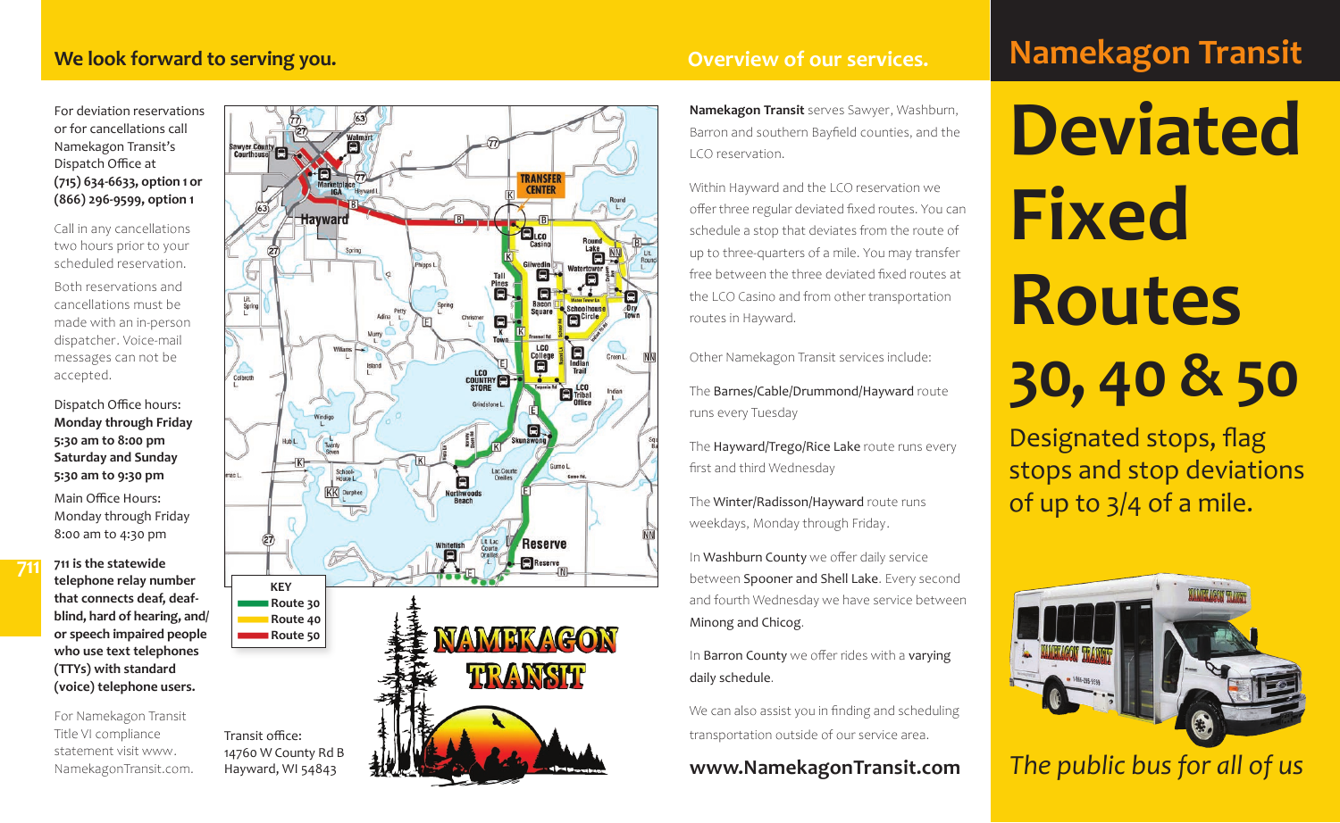## We look forward to serving you.

For deviation reservations or for cancellations call Namekagon Transit's Dispatch Office at **(715) 634-6633, option 1 or (866) 296-9599, option 1**

Call in any cancellations two hours prior to your scheduled reservation.

Both reservations and cancellations must be made with an in-person dispatcher. Voice-mail messages can not be accepted.

Dispatch Office hours:
**Monday through Friday 5:30 am to 8:00 pm**
**Saturday and Sunday 5:30 am to 9:30 pm**

Main Office Hours:
Monday through Friday
8:00 am to 4:30 pm

**711** **711 is the statewide telephone relay number that connects deaf, deaf-blind, hard of hearing, and/or speech impaired people who use text telephones (TTYs) with standard (voice) telephone users.**

For Namekagon Transit Title VI compliance statement visit www.NamekagonTransit.com.

**KEY**
- Route 30
- Route 40
- Route 50

Transit office:
14760 W County Rd B
Hayward, WI 54843

## Overview of our services.

**Namekagon Transit** serves Sawyer, Washburn, Barron and southern Bayfield counties, and the LCO reservation.

Within Hayward and the LCO reservation we offer three regular deviated fixed routes. You can schedule a stop that deviates from the route of up to three-quarters of a mile. You may transfer free between the three deviated fixed routes at the LCO Casino and from other transportation routes in Hayward.

Other Namekagon Transit services include:

The Barnes/Cable/Drummond/Hayward route runs every Tuesday

The Hayward/Trego/Rice Lake route runs every first and third Wednesday

The Winter/Radisson/Hayward route runs weekdays, Monday through Friday.

In Washburn County we offer daily service between Spooner and Shell Lake. Every second and fourth Wednesday we have service between Minong and Chicog.

In Barron County we offer rides with a varying daily schedule.

We can also assist you in finding and scheduling transportation outside of our service area.

**www.NamekagonTransit.com**

# Namekagon Transit

# Deviated Fixed Routes 30, 40 & 50

Designated stops, flag stops and stop deviations of up to 3/4 of a mile.

*The public bus for all of us*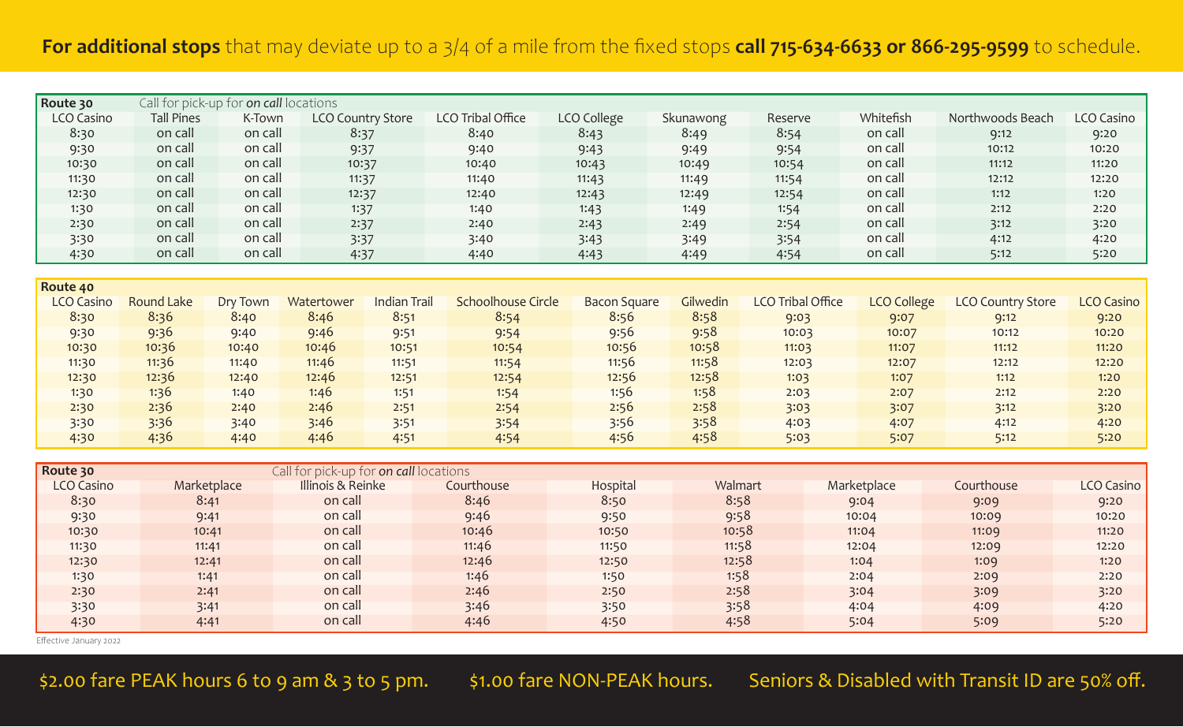**For additional stops** that may deviate up to a 3/4 of a mile from the fixed stops **call 715-634-6633 or 866-295-9599** to schedule.

**Route 30** — Call for pick-up for *on call* locations

| LCO Casino | Tall Pines | K-Town | LCO Country Store | LCO Tribal Office | LCO College | Skunawong | Reserve | Whitefish | Northwoods Beach | LCO Casino |
|---|---|---|---|---|---|---|---|---|---|---|
| 8:30 | on call | on call | 8:37 | 8:40 | 8:43 | 8:49 | 8:54 | on call | 9:12 | 9:20 |
| 9:30 | on call | on call | 9:37 | 9:40 | 9:43 | 9:49 | 9:54 | on call | 10:12 | 10:20 |
| 10:30 | on call | on call | 10:37 | 10:40 | 10:43 | 10:49 | 10:54 | on call | 11:12 | 11:20 |
| 11:30 | on call | on call | 11:37 | 11:40 | 11:43 | 11:49 | 11:54 | on call | 12:12 | 12:20 |
| 12:30 | on call | on call | 12:37 | 12:40 | 12:43 | 12:49 | 12:54 | on call | 1:12 | 1:20 |
| 1:30 | on call | on call | 1:37 | 1:40 | 1:43 | 1:49 | 1:54 | on call | 2:12 | 2:20 |
| 2:30 | on call | on call | 2:37 | 2:40 | 2:43 | 2:49 | 2:54 | on call | 3:12 | 3:20 |
| 3:30 | on call | on call | 3:37 | 3:40 | 3:43 | 3:49 | 3:54 | on call | 4:12 | 4:20 |
| 4:30 | on call | on call | 4:37 | 4:40 | 4:43 | 4:49 | 4:54 | on call | 5:12 | 5:20 |

**Route 40**

| LCO Casino | Round Lake | Dry Town | Watertower | Indian Trail | Schoolhouse Circle | Bacon Square | Gilwedin | LCO Tribal Office | LCO College | LCO Country Store | LCO Casino |
|---|---|---|---|---|---|---|---|---|---|---|---|
| 8:30 | 8:36 | 8:40 | 8:46 | 8:51 | 8:54 | 8:56 | 8:58 | 9:03 | 9:07 | 9:12 | 9:20 |
| 9:30 | 9:36 | 9:40 | 9:46 | 9:51 | 9:54 | 9:56 | 9:58 | 10:03 | 10:07 | 10:12 | 10:20 |
| 10:30 | 10:36 | 10:40 | 10:46 | 10:51 | 10:54 | 10:56 | 10:58 | 11:03 | 11:07 | 11:12 | 11:20 |
| 11:30 | 11:36 | 11:40 | 11:46 | 11:51 | 11:54 | 11:56 | 11:58 | 12:03 | 12:07 | 12:12 | 12:20 |
| 12:30 | 12:36 | 12:40 | 12:46 | 12:51 | 12:54 | 12:56 | 12:58 | 1:03 | 1:07 | 1:12 | 1:20 |
| 1:30 | 1:36 | 1:40 | 1:46 | 1:51 | 1:54 | 1:56 | 1:58 | 2:03 | 2:07 | 2:12 | 2:20 |
| 2:30 | 2:36 | 2:40 | 2:46 | 2:51 | 2:54 | 2:56 | 2:58 | 3:03 | 3:07 | 3:12 | 3:20 |
| 3:30 | 3:36 | 3:40 | 3:46 | 3:51 | 3:54 | 3:56 | 3:58 | 4:03 | 4:07 | 4:12 | 4:20 |
| 4:30 | 4:36 | 4:40 | 4:46 | 4:51 | 4:54 | 4:56 | 4:58 | 5:03 | 5:07 | 5:12 | 5:20 |

**Route 30** — Call for pick-up for *on call* locations

| LCO Casino | Marketplace | Illinois & Reinke | Courthouse | Hospital | Walmart | Marketplace | Courthouse | LCO Casino |
|---|---|---|---|---|---|---|---|---|
| 8:30 | 8:41 | on call | 8:46 | 8:50 | 8:58 | 9:04 | 9:09 | 9:20 |
| 9:30 | 9:41 | on call | 9:46 | 9:50 | 9:58 | 10:04 | 10:09 | 10:20 |
| 10:30 | 10:41 | on call | 10:46 | 10:50 | 10:58 | 11:04 | 11:09 | 11:20 |
| 11:30 | 11:41 | on call | 11:46 | 11:50 | 11:58 | 12:04 | 12:09 | 12:20 |
| 12:30 | 12:41 | on call | 12:46 | 12:50 | 12:58 | 1:04 | 1:09 | 1:20 |
| 1:30 | 1:41 | on call | 1:46 | 1:50 | 1:58 | 2:04 | 2:09 | 2:20 |
| 2:30 | 2:41 | on call | 2:46 | 2:50 | 2:58 | 3:04 | 3:09 | 3:20 |
| 3:30 | 3:41 | on call | 3:46 | 3:50 | 3:58 | 4:04 | 4:09 | 4:20 |
| 4:30 | 4:41 | on call | 4:46 | 4:50 | 4:58 | 5:04 | 5:09 | 5:20 |

Effective January 2022

$2.00 fare PEAK hours 6 to 9 am & 3 to 5 pm. $1.00 fare NON-PEAK hours. Seniors & Disabled with Transit ID are 50% off.